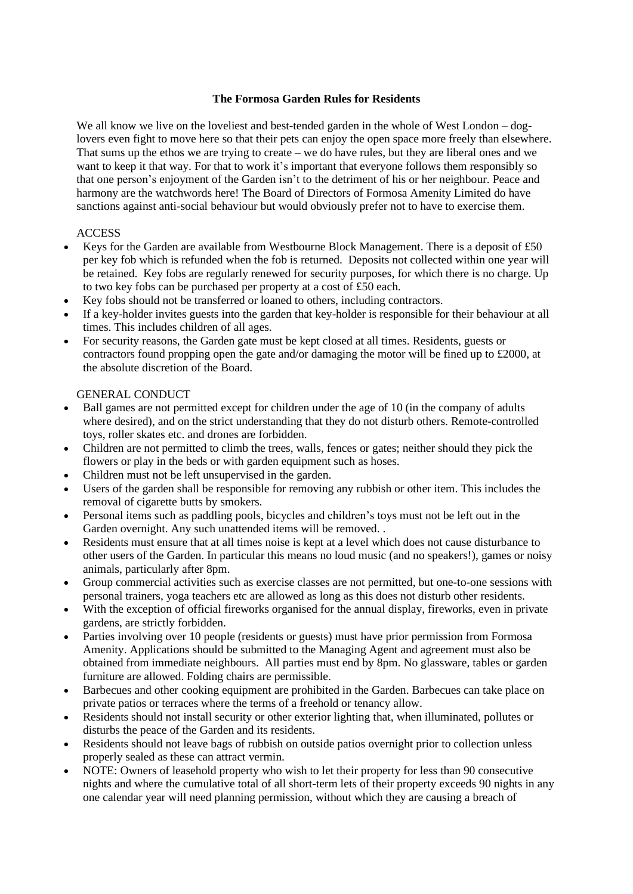# The Formosa Garden Rules for Residents

We all know we live on the loveliest and best-tended garden in the whole of West London – dog-lovers even fight to move here so that their pets can enjoy the open space more freely than elsewhere. That sums up the ethos we are trying to create – we do have rules, but they are liberal ones and we want to keep it that way. For that to work it's important that everyone follows them responsibly so that one person's enjoyment of the Garden isn't to the detriment of his or her neighbour. Peace and harmony are the watchwords here! The Board of Directors of Formosa Amenity Limited do have sanctions against anti-social behaviour but would obviously prefer not to have to exercise them.

## ACCESS

- Keys for the Garden are available from Westbourne Block Management. There is a deposit of £50 per key fob which is refunded when the fob is returned. Deposits not collected within one year will be retained. Key fobs are regularly renewed for security purposes, for which there is no charge. Up to two key fobs can be purchased per property at a cost of £50 each.
- Key fobs should not be transferred or loaned to others, including contractors.
- If a key-holder invites guests into the garden that key-holder is responsible for their behaviour at all times. This includes children of all ages.
- For security reasons, the Garden gate must be kept closed at all times. Residents, guests or contractors found propping open the gate and/or damaging the motor will be fined up to £2000, at the absolute discretion of the Board.

## GENERAL CONDUCT

- Ball games are not permitted except for children under the age of 10 (in the company of adults where desired), and on the strict understanding that they do not disturb others. Remote-controlled toys, roller skates etc. and drones are forbidden.
- Children are not permitted to climb the trees, walls, fences or gates; neither should they pick the flowers or play in the beds or with garden equipment such as hoses.
- Children must not be left unsupervised in the garden.
- Users of the garden shall be responsible for removing any rubbish or other item. This includes the removal of cigarette butts by smokers.
- Personal items such as paddling pools, bicycles and children's toys must not be left out in the Garden overnight. Any such unattended items will be removed. .
- Residents must ensure that at all times noise is kept at a level which does not cause disturbance to other users of the Garden. In particular this means no loud music (and no speakers!), games or noisy animals, particularly after 8pm.
- Group commercial activities such as exercise classes are not permitted, but one-to-one sessions with personal trainers, yoga teachers etc are allowed as long as this does not disturb other residents.
- With the exception of official fireworks organised for the annual display, fireworks, even in private gardens, are strictly forbidden.
- Parties involving over 10 people (residents or guests) must have prior permission from Formosa Amenity. Applications should be submitted to the Managing Agent and agreement must also be obtained from immediate neighbours. All parties must end by 8pm. No glassware, tables or garden furniture are allowed. Folding chairs are permissible.
- Barbecues and other cooking equipment are prohibited in the Garden. Barbecues can take place on private patios or terraces where the terms of a freehold or tenancy allow.
- Residents should not install security or other exterior lighting that, when illuminated, pollutes or disturbs the peace of the Garden and its residents.
- Residents should not leave bags of rubbish on outside patios overnight prior to collection unless properly sealed as these can attract vermin.
- NOTE: Owners of leasehold property who wish to let their property for less than 90 consecutive nights and where the cumulative total of all short-term lets of their property exceeds 90 nights in any one calendar year will need planning permission, without which they are causing a breach of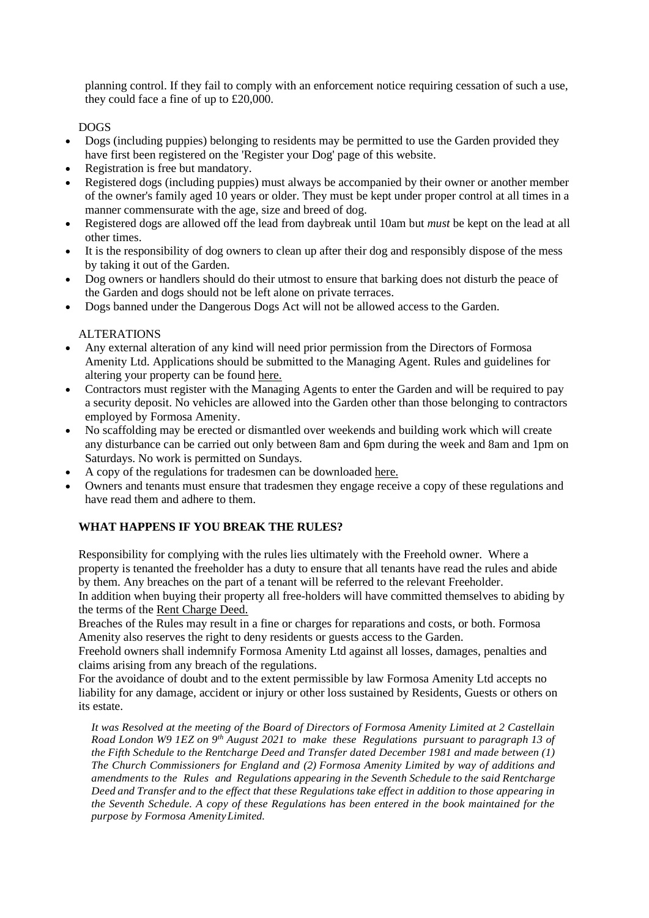planning control. If they fail to comply with an enforcement notice requiring cessation of such a use, they could face a fine of up to £20,000.

DOGS

- Dogs (including puppies) belonging to residents may be permitted to use the Garden provided they have first been registered on the 'Register your Dog' page of this website.
- Registration is free but mandatory.
- Registered dogs (including puppies) must always be accompanied by their owner or another member of the owner's family aged 10 years or older. They must be kept under proper control at all times in a manner commensurate with the age, size and breed of dog.
- Registered dogs are allowed off the lead from daybreak until 10am but *must* be kept on the lead at all other times.
- It is the responsibility of dog owners to clean up after their dog and responsibly dispose of the mess by taking it out of the Garden.
- Dog owners or handlers should do their utmost to ensure that barking does not disturb the peace of the Garden and dogs should not be left alone on private terraces.
- Dogs banned under the Dangerous Dogs Act will not be allowed access to the Garden.

ALTERATIONS

- Any external alteration of any kind will need prior permission from the Directors of Formosa Amenity Ltd. Applications should be submitted to the Managing Agent. Rules and guidelines for altering your property can be found here.
- Contractors must register with the Managing Agents to enter the Garden and will be required to pay a security deposit. No vehicles are allowed into the Garden other than those belonging to contractors employed by Formosa Amenity.
- No scaffolding may be erected or dismantled over weekends and building work which will create any disturbance can be carried out only between 8am and 6pm during the week and 8am and 1pm on Saturdays. No work is permitted on Sundays.
- A copy of the regulations for tradesmen can be downloaded here.
- Owners and tenants must ensure that tradesmen they engage receive a copy of these regulations and have read them and adhere to them.

## WHAT HAPPENS IF YOU BREAK THE RULES?

Responsibility for complying with the rules lies ultimately with the Freehold owner. Where a property is tenanted the freeholder has a duty to ensure that all tenants have read the rules and abide by them. Any breaches on the part of a tenant will be referred to the relevant Freeholder.
In addition when buying their property all free-holders will have committed themselves to abiding by the terms of the Rent Charge Deed.
Breaches of the Rules may result in a fine or charges for reparations and costs, or both. Formosa Amenity also reserves the right to deny residents or guests access to the Garden.
Freehold owners shall indemnify Formosa Amenity Ltd against all losses, damages, penalties and claims arising from any breach of the regulations.
For the avoidance of doubt and to the extent permissible by law Formosa Amenity Ltd accepts no liability for any damage, accident or injury or other loss sustained by Residents, Guests or others on its estate.

*It was Resolved at the meeting of the Board of Directors of Formosa Amenity Limited at 2 Castellain Road London W9 1EZ on 9th August 2021 to make these Regulations pursuant to paragraph 13 of the Fifth Schedule to the Rentcharge Deed and Transfer dated December 1981 and made between (1) The Church Commissioners for England and (2) Formosa Amenity Limited by way of additions and amendments to the Rules and Regulations appearing in the Seventh Schedule to the said Rentcharge Deed and Transfer and to the effect that these Regulations take effect in addition to those appearing in the Seventh Schedule. A copy of these Regulations has been entered in the book maintained for the purpose by Formosa Amenity Limited.*